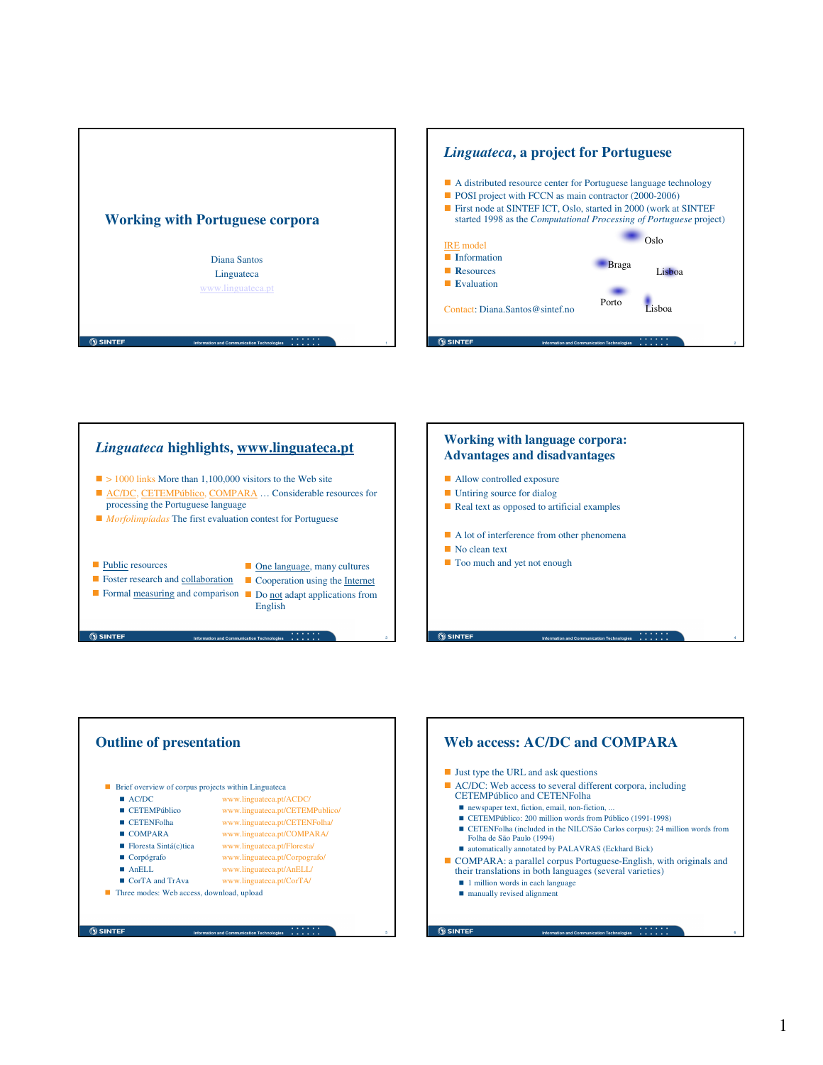# Working with Portuguese corpora

Diana Santos

Linguateca

www.linguateca.pt

## *Linguateca*, a project for Portuguese

- A distributed resource center for Portuguese language technology
- POSI project with FCCN as main contractor (2000-2006)
- First node at SINTEF ICT, Oslo, started in 2000 (work at SINTEF started 1998 as the *Computational Processing of Portuguese* project)

IRE model

- **I**nformation
- **R**esources
- **E**valuation

Oslo, Braga, Lisboa, Porto, Lisboa

Contact: Diana.Santos@sintef.no

## *Linguateca* highlights, www.linguateca.pt

- > 1000 links More than 1,100,000 visitors to the Web site
- AC/DC, CETEMPúblico, COMPARA … Considerable resources for processing the Portuguese language
- *Morfolimpíadas* The first evaluation contest for Portuguese

- Public resources
- Foster research and collaboration
- Formal measuring and comparison

- One language, many cultures
- Cooperation using the Internet
- Do not adapt applications from English

## Working with language corpora: Advantages and disadvantages

- Allow controlled exposure
- Untiring source for dialog
- Real text as opposed to artificial examples

- A lot of interference from other phenomena
- No clean text
- Too much and yet not enough

## Outline of presentation

- Brief overview of corpus projects within Linguateca
  - AC/DC — www.linguateca.pt/ACDC/
  - CETEMPúblico — www.linguateca.pt/CETEMPublico/
  - CETENFolha — www.linguateca.pt/CETENFolha/
  - COMPARA — www.linguateca.pt/COMPARA/
  - Floresta Sintá(c)tica — www.linguateca.pt/Floresta/
  - Corpógrafo — www.linguateca.pt/Corpografo/
  - AnELL — www.linguateca.pt/AnELL/
  - CorTA and TrAva — www.linguateca.pt/CorTA/
- Three modes: Web access, download, upload

## Web access: AC/DC and COMPARA

- Just type the URL and ask questions
- AC/DC: Web access to several different corpora, including CETEMPúblico and CETENFolha
  - newspaper text, fiction, email, non-fiction, ...
  - CETEMPúblico: 200 million words from Público (1991-1998)
  - CETENFolha (included in the NILC/São Carlos corpus): 24 million words from Folha de São Paulo (1994)
  - automatically annotated by PALAVRAS (Eckhard Bick)
- COMPARA: a parallel corpus Portuguese-English, with originals and their translations in both languages (several varieties)
  - 1 million words in each language
  - manually revised alignment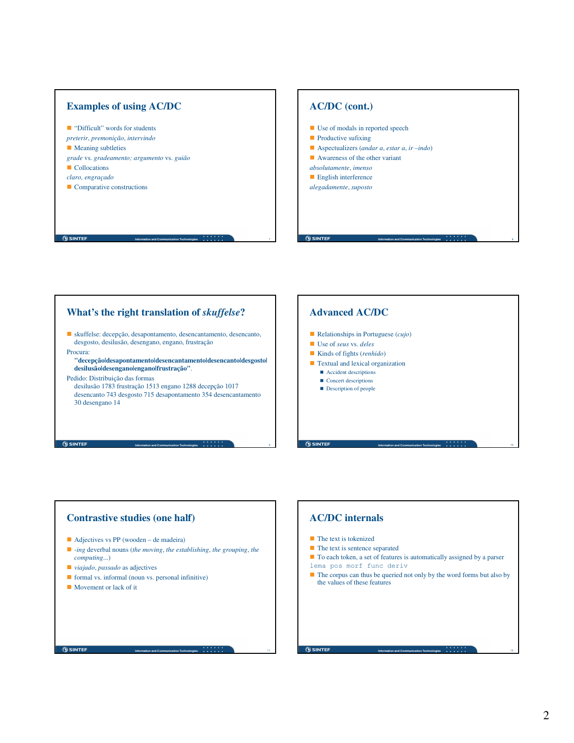## Examples of using AC/DC

- "Difficult" words for students

*preterir*, *premonição*, *intervindo*

- Meaning subtleties

*grade* vs. *gradeamento; argumento* vs. *guião*

- Collocations

*claro*, *engraçado*

- Comparative constructions

## AC/DC (cont.)

- Use of modals in reported speech
- Productive sufixing
- Aspectualizers (*andar a*, *estar a*, *ir –indo*)
- Awareness of the other variant

*absolutamente*, *imenso*

- English interference

*alegadamente*, *suposto*

## What's the right translation of *skuffelse*?

- skuffelse: decepção, desapontamento, desencantamento, desencanto, desgosto, desilusão, desengano, engano, frustração

Procura:
**"decepção|desapontamento|desencantamento|desencanto|desgosto|desilusão|desengano|engano|frustração"**.

Pedido: Distribuição das formas
desilusão 1783 frustração 1513 engano 1288 decepção 1017 desencanto 743 desgosto 715 desapontamento 354 desencantamento 30 desengano 14

## Advanced AC/DC

- Relationships in Portuguese (*cujo*)
- Use of *seus* vs. *deles*
- Kinds of fights (*renhido*)
- Textual and lexical organization
  - Accident descriptions
  - Concert descriptions
  - Description of people

## Contrastive studies (one half)

- Adjectives vs PP (wooden – de madeira)
- *-ing* deverbal nouns (*the moving*, *the establishing*, *the grouping*, *the computing*...)
- *viajado*, *passado* as adjectives
- formal vs. informal (noun vs. personal infinitive)
- Movement or lack of it

## AC/DC internals

- The text is tokenized
- The text is sentence separated
- To each token, a set of features is automatically assigned by a parser

`lema pos morf func deriv`

- The corpus can thus be queried not only by the word forms but also by the values of these features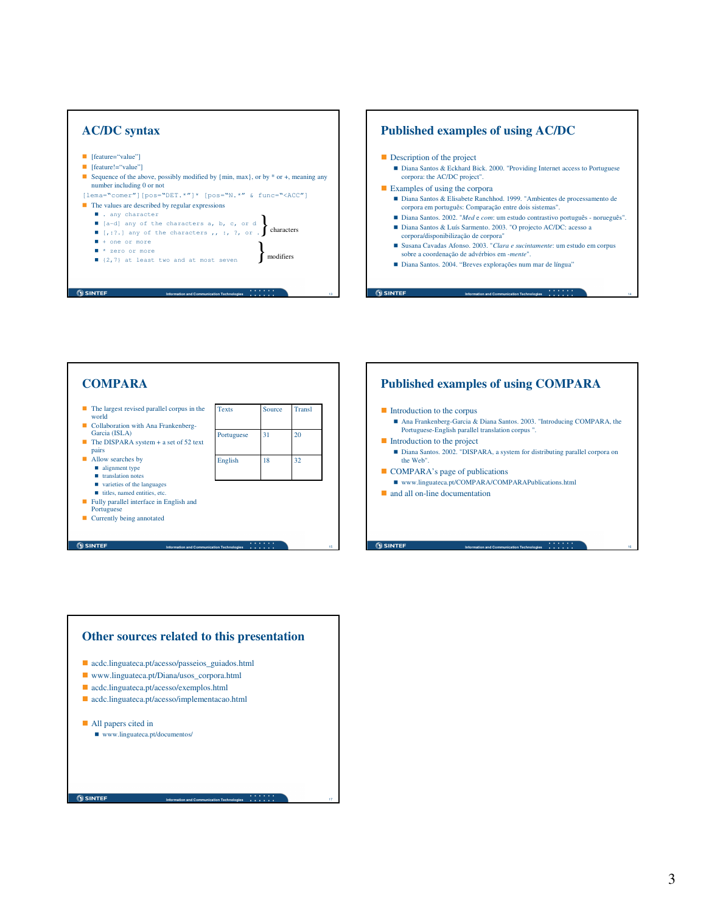## AC/DC syntax

- [feature="value"]
- [feature!="value"]
- Sequence of the above, possibly modified by {min, max}, or by * or +, meaning any number including 0 or not

```
[lema="comer"][pos="DET.*"]* [pos="N.*" & func="<ACC"]
```

- The values are described by regular expressions
  - `.` any character
  - `[a-d]` any of the characters a, b, c, or d
  - `[,:?.]` any of the characters ,, :, ?, or .
  
  } characters
  - `+` one or more
  - `*` zero or more
  - `{2,7}` at least two and at most seven
  
  } modifiers

## Published examples of using AC/DC

- Description of the project
  - Diana Santos & Eckhard Bick. 2000. "Providing Internet access to Portuguese corpora: the AC/DC project".
- Examples of using the corpora
  - Diana Santos & Elisabete Ranchhod. 1999. "Ambientes de processamento de corpora em português: Comparação entre dois sistemas".
  - Diana Santos. 2002. "*Med* e *com*: um estudo contrastivo português - norueguês".
  - Diana Santos & Luís Sarmento. 2003. "O projecto AC/DC: acesso a corpora/disponibilização de corpora"
  - Susana Cavadas Afonso. 2003. "*Clara e sucintamente*: um estudo em corpus sobre a coordenação de advérbios em *-mente*".
  - Diana Santos. 2004. "Breves explorações num mar de língua"

## COMPARA

- The largest revised parallel corpus in the world
- Collaboration with Ana Frankenberg-Garcia (ISLA)
- The DISPARA system + a set of 52 text pairs
- Allow searches by
  - alignment type
  - translation notes
  - varieties of the languages
  - titles, named entities, etc.
- Fully parallel interface in English and Portuguese
- Currently being annotated

| Texts | Source | Transl |
|---|---|---|
| Portuguese | 31 | 20 |
| English | 18 | 32 |

## Published examples of using COMPARA

- Introduction to the corpus
  - Ana Frankenberg-Garcia & Diana Santos. 2003. "Introducing COMPARA, the Portuguese-English parallel translation corpus ".
- Introduction to the project
  - Diana Santos. 2002. "DISPARA, a system for distributing parallel corpora on the Web".
- COMPARA's page of publications
  - www.linguateca.pt/COMPARA/COMPARAPublications.html
- and all on-line documentation

## Other sources related to this presentation

- acdc.linguateca.pt/acesso/passeios_guiados.html
- www.linguateca.pt/Diana/usos_corpora.html
- acdc.linguateca.pt/acesso/exemplos.html
- acdc.linguateca.pt/acesso/implementacao.html

- All papers cited in
  - www.linguateca.pt/documentos/